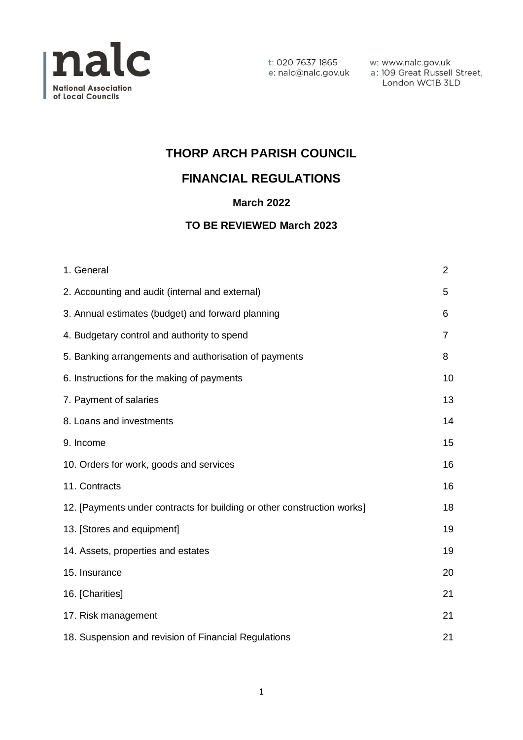nalc
National Association of Local Councils

t: 020 7637 1865
e: nalc@nalc.gov.uk
w: www.nalc.gov.uk
a: 109 Great Russell Street, London WC1B 3LD

# THORP ARCH PARISH COUNCIL

# FINANCIAL REGULATIONS

### March 2022

### TO BE REVIEWED March 2023

| | |
|---|---|
| 1. General | 2 |
| 2. Accounting and audit (internal and external) | 5 |
| 3. Annual estimates (budget) and forward planning | 6 |
| 4. Budgetary control and authority to spend | 7 |
| 5. Banking arrangements and authorisation of payments | 8 |
| 6. Instructions for the making of payments | 10 |
| 7. Payment of salaries | 13 |
| 8. Loans and investments | 14 |
| 9. Income | 15 |
| 10. Orders for work, goods and services | 16 |
| 11. Contracts | 16 |
| 12. [Payments under contracts for building or other construction works] | 18 |
| 13. [Stores and equipment] | 19 |
| 14. Assets, properties and estates | 19 |
| 15. Insurance | 20 |
| 16. [Charities] | 21 |
| 17. Risk management | 21 |
| 18. Suspension and revision of Financial Regulations | 21 |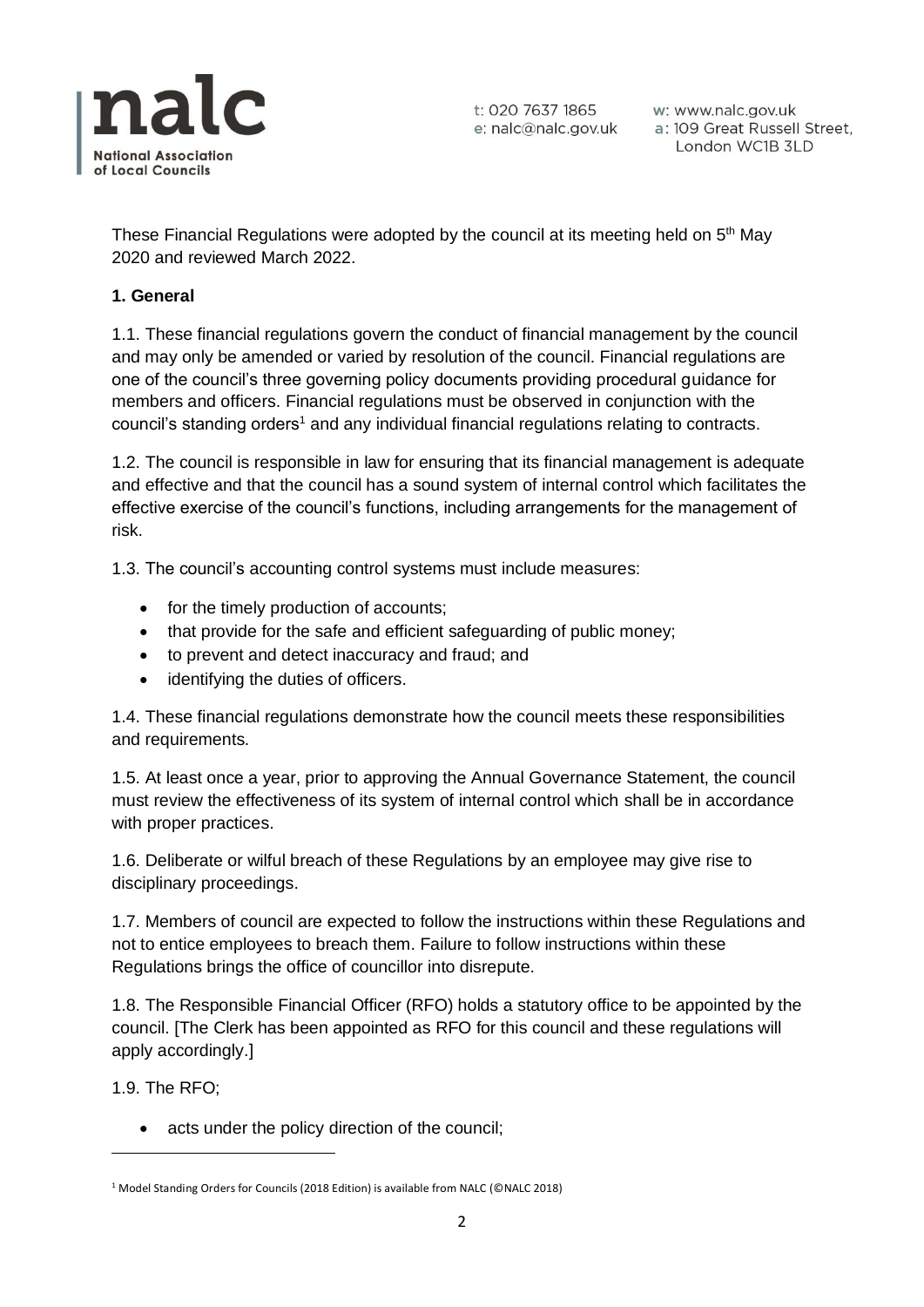These Financial Regulations were adopted by the council at its meeting held on 5th May 2020 and reviewed March 2022.

**1. General**

1.1. These financial regulations govern the conduct of financial management by the council and may only be amended or varied by resolution of the council. Financial regulations are one of the council's three governing policy documents providing procedural guidance for members and officers. Financial regulations must be observed in conjunction with the council's standing orders[1] and any individual financial regulations relating to contracts.

1.2. The council is responsible in law for ensuring that its financial management is adequate and effective and that the council has a sound system of internal control which facilitates the effective exercise of the council's functions, including arrangements for the management of risk.

1.3. The council's accounting control systems must include measures:

- for the timely production of accounts;
- that provide for the safe and efficient safeguarding of public money;
- to prevent and detect inaccuracy and fraud; and
- identifying the duties of officers.

1.4. These financial regulations demonstrate how the council meets these responsibilities and requirements.

1.5. At least once a year, prior to approving the Annual Governance Statement, the council must review the effectiveness of its system of internal control which shall be in accordance with proper practices.

1.6. Deliberate or wilful breach of these Regulations by an employee may give rise to disciplinary proceedings.

1.7. Members of council are expected to follow the instructions within these Regulations and not to entice employees to breach them. Failure to follow instructions within these Regulations brings the office of councillor into disrepute.

1.8. The Responsible Financial Officer (RFO) holds a statutory office to be appointed by the council. [The Clerk has been appointed as RFO for this council and these regulations will apply accordingly.]

1.9. The RFO;

- acts under the policy direction of the council;

[1] Model Standing Orders for Councils (2018 Edition) is available from NALC (©NALC 2018)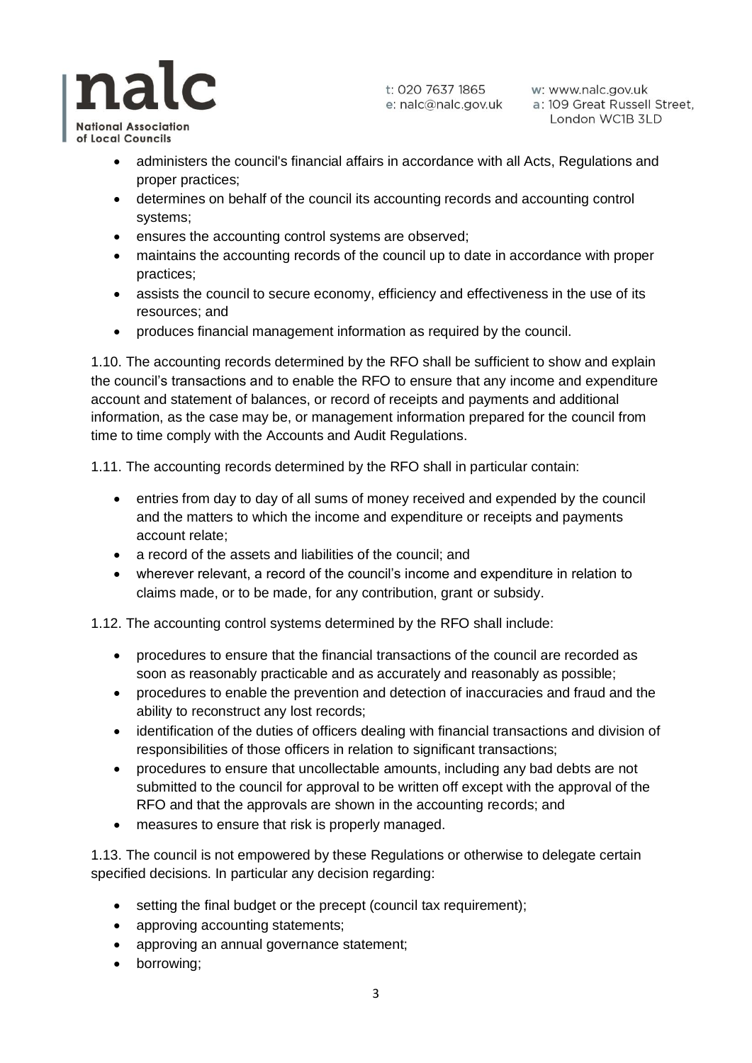- administers the council's financial affairs in accordance with all Acts, Regulations and proper practices;
- determines on behalf of the council its accounting records and accounting control systems;
- ensures the accounting control systems are observed;
- maintains the accounting records of the council up to date in accordance with proper practices;
- assists the council to secure economy, efficiency and effectiveness in the use of its resources; and
- produces financial management information as required by the council.

1.10. The accounting records determined by the RFO shall be sufficient to show and explain the council's transactions and to enable the RFO to ensure that any income and expenditure account and statement of balances, or record of receipts and payments and additional information, as the case may be, or management information prepared for the council from time to time comply with the Accounts and Audit Regulations.

1.11. The accounting records determined by the RFO shall in particular contain:

- entries from day to day of all sums of money received and expended by the council and the matters to which the income and expenditure or receipts and payments account relate;
- a record of the assets and liabilities of the council; and
- wherever relevant, a record of the council's income and expenditure in relation to claims made, or to be made, for any contribution, grant or subsidy.

1.12. The accounting control systems determined by the RFO shall include:

- procedures to ensure that the financial transactions of the council are recorded as soon as reasonably practicable and as accurately and reasonably as possible;
- procedures to enable the prevention and detection of inaccuracies and fraud and the ability to reconstruct any lost records;
- identification of the duties of officers dealing with financial transactions and division of responsibilities of those officers in relation to significant transactions;
- procedures to ensure that uncollectable amounts, including any bad debts are not submitted to the council for approval to be written off except with the approval of the RFO and that the approvals are shown in the accounting records; and
- measures to ensure that risk is properly managed.

1.13. The council is not empowered by these Regulations or otherwise to delegate certain specified decisions. In particular any decision regarding:

- setting the final budget or the precept (council tax requirement);
- approving accounting statements;
- approving an annual governance statement;
- borrowing;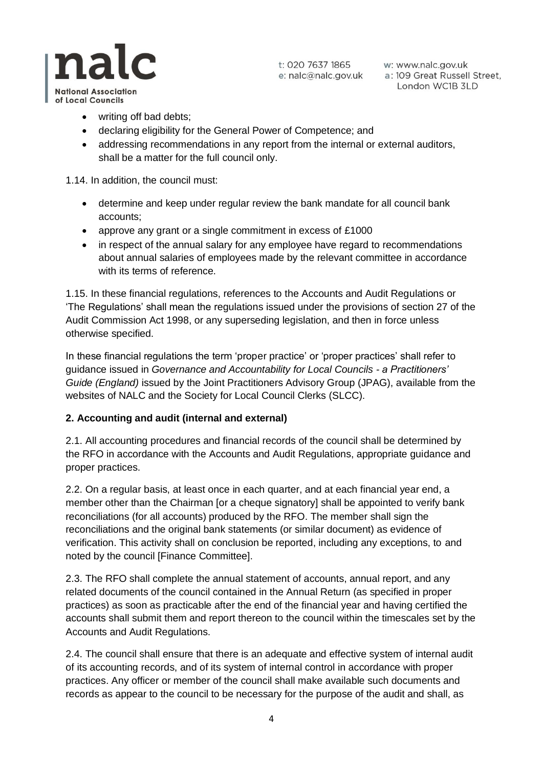- writing off bad debts;
- declaring eligibility for the General Power of Competence; and
- addressing recommendations in any report from the internal or external auditors, shall be a matter for the full council only.

1.14. In addition, the council must:

- determine and keep under regular review the bank mandate for all council bank accounts;
- approve any grant or a single commitment in excess of £1000
- in respect of the annual salary for any employee have regard to recommendations about annual salaries of employees made by the relevant committee in accordance with its terms of reference.

1.15. In these financial regulations, references to the Accounts and Audit Regulations or 'The Regulations' shall mean the regulations issued under the provisions of section 27 of the Audit Commission Act 1998, or any superseding legislation, and then in force unless otherwise specified.

In these financial regulations the term 'proper practice' or 'proper practices' shall refer to guidance issued in *Governance and Accountability for Local Councils - a Practitioners' Guide (England)* issued by the Joint Practitioners Advisory Group (JPAG), available from the websites of NALC and the Society for Local Council Clerks (SLCC).

**2. Accounting and audit (internal and external)**

2.1. All accounting procedures and financial records of the council shall be determined by the RFO in accordance with the Accounts and Audit Regulations, appropriate guidance and proper practices.

2.2. On a regular basis, at least once in each quarter, and at each financial year end, a member other than the Chairman [or a cheque signatory] shall be appointed to verify bank reconciliations (for all accounts) produced by the RFO. The member shall sign the reconciliations and the original bank statements (or similar document) as evidence of verification. This activity shall on conclusion be reported, including any exceptions, to and noted by the council [Finance Committee].

2.3. The RFO shall complete the annual statement of accounts, annual report, and any related documents of the council contained in the Annual Return (as specified in proper practices) as soon as practicable after the end of the financial year and having certified the accounts shall submit them and report thereon to the council within the timescales set by the Accounts and Audit Regulations.

2.4. The council shall ensure that there is an adequate and effective system of internal audit of its accounting records, and of its system of internal control in accordance with proper practices. Any officer or member of the council shall make available such documents and records as appear to the council to be necessary for the purpose of the audit and shall, as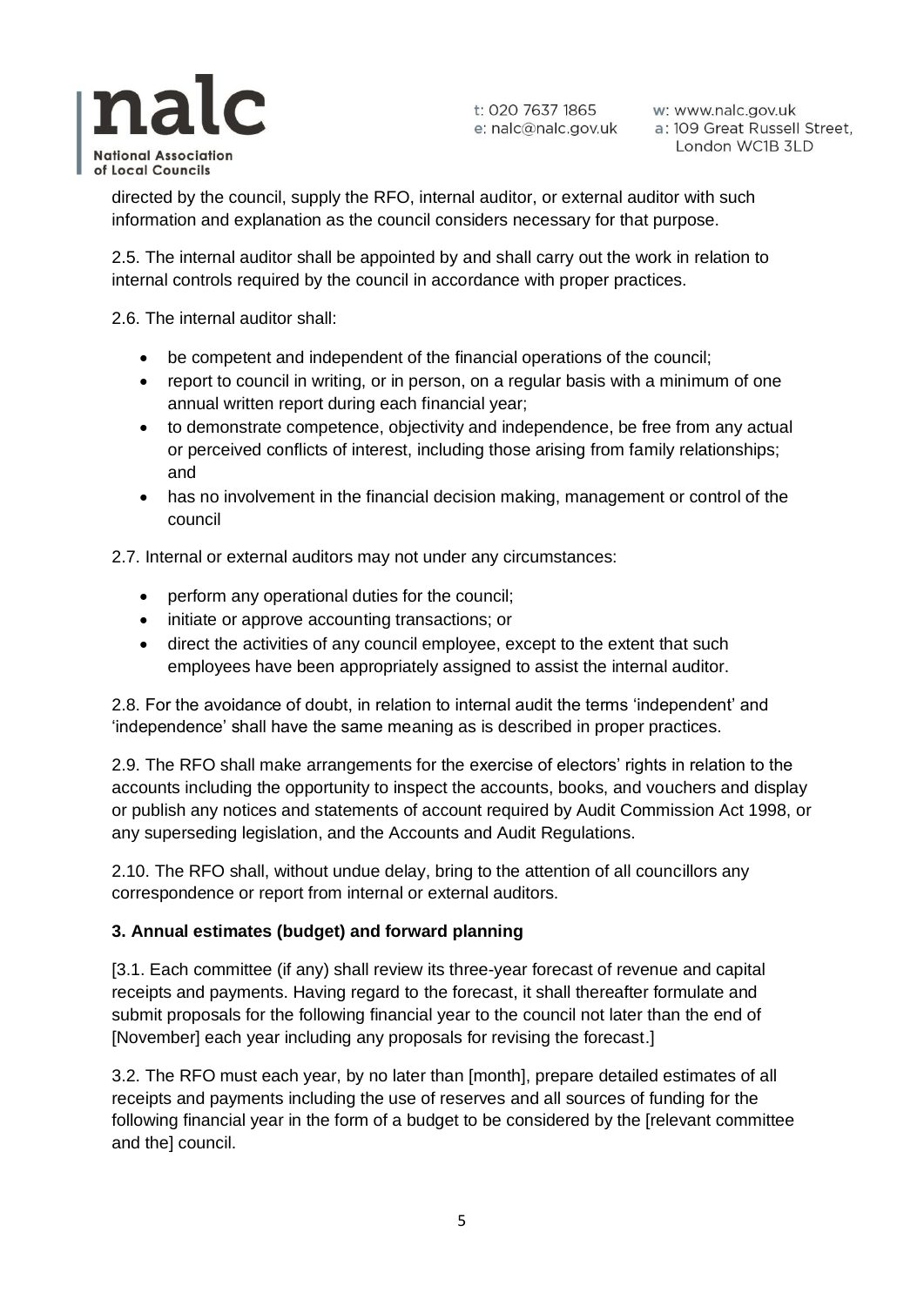directed by the council, supply the RFO, internal auditor, or external auditor with such information and explanation as the council considers necessary for that purpose.

2.5. The internal auditor shall be appointed by and shall carry out the work in relation to internal controls required by the council in accordance with proper practices.

2.6. The internal auditor shall:

- be competent and independent of the financial operations of the council;
- report to council in writing, or in person, on a regular basis with a minimum of one annual written report during each financial year;
- to demonstrate competence, objectivity and independence, be free from any actual or perceived conflicts of interest, including those arising from family relationships; and
- has no involvement in the financial decision making, management or control of the council

2.7. Internal or external auditors may not under any circumstances:

- perform any operational duties for the council;
- initiate or approve accounting transactions; or
- direct the activities of any council employee, except to the extent that such employees have been appropriately assigned to assist the internal auditor.

2.8. For the avoidance of doubt, in relation to internal audit the terms 'independent' and 'independence' shall have the same meaning as is described in proper practices.

2.9. The RFO shall make arrangements for the exercise of electors' rights in relation to the accounts including the opportunity to inspect the accounts, books, and vouchers and display or publish any notices and statements of account required by Audit Commission Act 1998, or any superseding legislation, and the Accounts and Audit Regulations.

2.10. The RFO shall, without undue delay, bring to the attention of all councillors any correspondence or report from internal or external auditors.

**3. Annual estimates (budget) and forward planning**

[3.1. Each committee (if any) shall review its three-year forecast of revenue and capital receipts and payments. Having regard to the forecast, it shall thereafter formulate and submit proposals for the following financial year to the council not later than the end of [November] each year including any proposals for revising the forecast.]

3.2. The RFO must each year, by no later than [month], prepare detailed estimates of all receipts and payments including the use of reserves and all sources of funding for the following financial year in the form of a budget to be considered by the [relevant committee and the] council.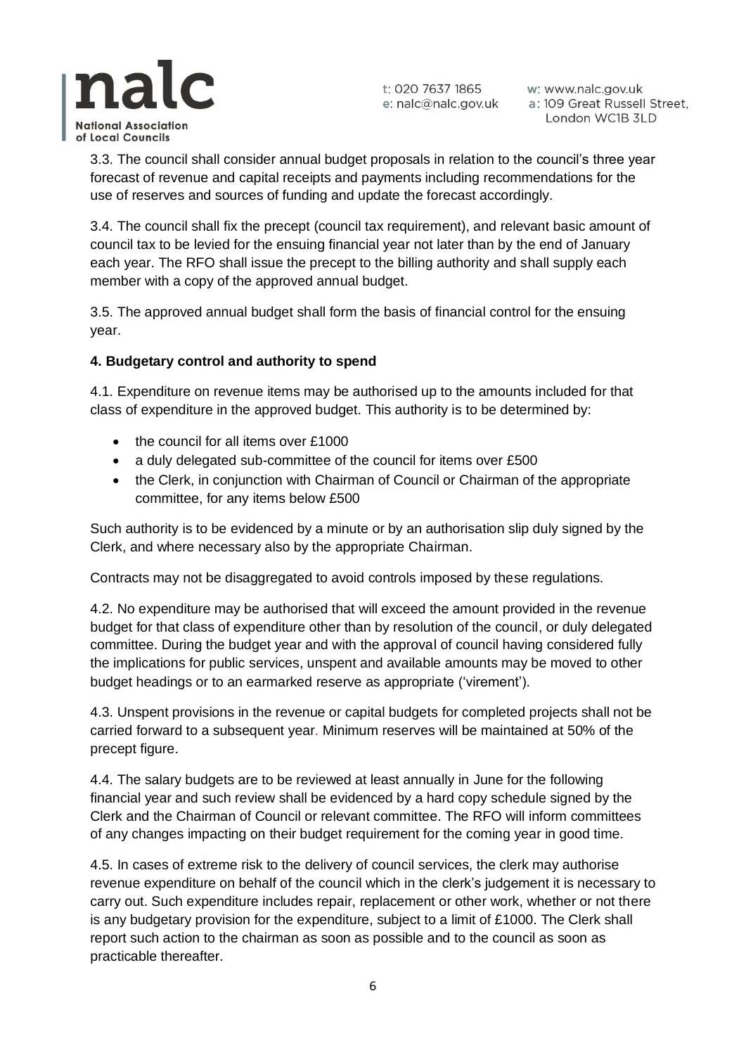3.3. The council shall consider annual budget proposals in relation to the council's three year forecast of revenue and capital receipts and payments including recommendations for the use of reserves and sources of funding and update the forecast accordingly.

3.4. The council shall fix the precept (council tax requirement), and relevant basic amount of council tax to be levied for the ensuing financial year not later than by the end of January each year. The RFO shall issue the precept to the billing authority and shall supply each member with a copy of the approved annual budget.

3.5. The approved annual budget shall form the basis of financial control for the ensuing year.

**4. Budgetary control and authority to spend**

4.1. Expenditure on revenue items may be authorised up to the amounts included for that class of expenditure in the approved budget. This authority is to be determined by:

- the council for all items over £1000
- a duly delegated sub-committee of the council for items over £500
- the Clerk, in conjunction with Chairman of Council or Chairman of the appropriate committee, for any items below £500

Such authority is to be evidenced by a minute or by an authorisation slip duly signed by the Clerk, and where necessary also by the appropriate Chairman.

Contracts may not be disaggregated to avoid controls imposed by these regulations.

4.2. No expenditure may be authorised that will exceed the amount provided in the revenue budget for that class of expenditure other than by resolution of the council, or duly delegated committee. During the budget year and with the approval of council having considered fully the implications for public services, unspent and available amounts may be moved to other budget headings or to an earmarked reserve as appropriate ('virement').

4.3. Unspent provisions in the revenue or capital budgets for completed projects shall not be carried forward to a subsequent year. Minimum reserves will be maintained at 50% of the precept figure.

4.4. The salary budgets are to be reviewed at least annually in June for the following financial year and such review shall be evidenced by a hard copy schedule signed by the Clerk and the Chairman of Council or relevant committee. The RFO will inform committees of any changes impacting on their budget requirement for the coming year in good time.

4.5. In cases of extreme risk to the delivery of council services, the clerk may authorise revenue expenditure on behalf of the council which in the clerk's judgement it is necessary to carry out. Such expenditure includes repair, replacement or other work, whether or not there is any budgetary provision for the expenditure, subject to a limit of £1000. The Clerk shall report such action to the chairman as soon as possible and to the council as soon as practicable thereafter.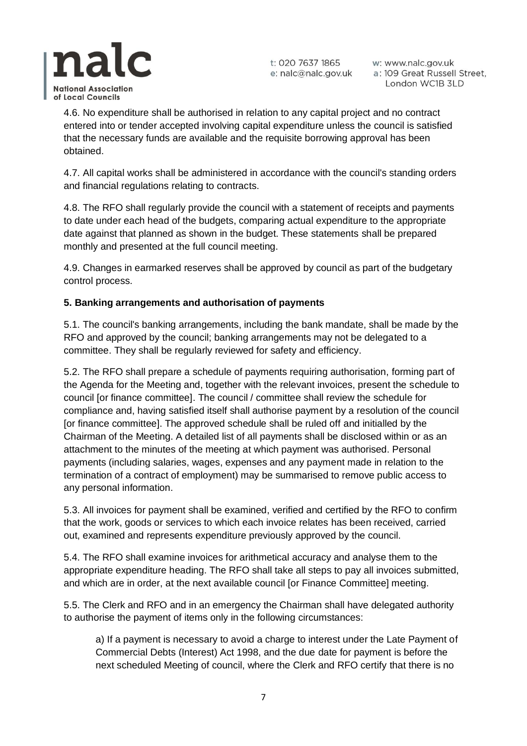4.6. No expenditure shall be authorised in relation to any capital project and no contract entered into or tender accepted involving capital expenditure unless the council is satisfied that the necessary funds are available and the requisite borrowing approval has been obtained.

4.7. All capital works shall be administered in accordance with the council's standing orders and financial regulations relating to contracts.

4.8. The RFO shall regularly provide the council with a statement of receipts and payments to date under each head of the budgets, comparing actual expenditure to the appropriate date against that planned as shown in the budget. These statements shall be prepared monthly and presented at the full council meeting.

4.9. Changes in earmarked reserves shall be approved by council as part of the budgetary control process.

**5. Banking arrangements and authorisation of payments**

5.1. The council's banking arrangements, including the bank mandate, shall be made by the RFO and approved by the council; banking arrangements may not be delegated to a committee. They shall be regularly reviewed for safety and efficiency.

5.2. The RFO shall prepare a schedule of payments requiring authorisation, forming part of the Agenda for the Meeting and, together with the relevant invoices, present the schedule to council [or finance committee]. The council / committee shall review the schedule for compliance and, having satisfied itself shall authorise payment by a resolution of the council [or finance committee]. The approved schedule shall be ruled off and initialled by the Chairman of the Meeting. A detailed list of all payments shall be disclosed within or as an attachment to the minutes of the meeting at which payment was authorised. Personal payments (including salaries, wages, expenses and any payment made in relation to the termination of a contract of employment) may be summarised to remove public access to any personal information.

5.3. All invoices for payment shall be examined, verified and certified by the RFO to confirm that the work, goods or services to which each invoice relates has been received, carried out, examined and represents expenditure previously approved by the council.

5.4. The RFO shall examine invoices for arithmetical accuracy and analyse them to the appropriate expenditure heading. The RFO shall take all steps to pay all invoices submitted, and which are in order, at the next available council [or Finance Committee] meeting.

5.5. The Clerk and RFO and in an emergency the Chairman shall have delegated authority to authorise the payment of items only in the following circumstances:

> a) If a payment is necessary to avoid a charge to interest under the Late Payment of Commercial Debts (Interest) Act 1998, and the due date for payment is before the next scheduled Meeting of council, where the Clerk and RFO certify that there is no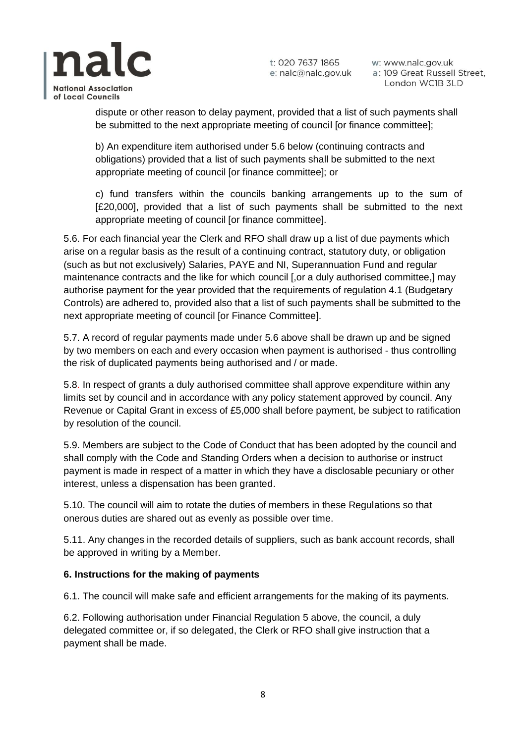dispute or other reason to delay payment, provided that a list of such payments shall be submitted to the next appropriate meeting of council [or finance committee];

b) An expenditure item authorised under 5.6 below (continuing contracts and obligations) provided that a list of such payments shall be submitted to the next appropriate meeting of council [or finance committee]; or

c) fund transfers within the councils banking arrangements up to the sum of [£20,000], provided that a list of such payments shall be submitted to the next appropriate meeting of council [or finance committee].

5.6. For each financial year the Clerk and RFO shall draw up a list of due payments which arise on a regular basis as the result of a continuing contract, statutory duty, or obligation (such as but not exclusively) Salaries, PAYE and NI, Superannuation Fund and regular maintenance contracts and the like for which council [,or a duly authorised committee,] may authorise payment for the year provided that the requirements of regulation 4.1 (Budgetary Controls) are adhered to, provided also that a list of such payments shall be submitted to the next appropriate meeting of council [or Finance Committee].

5.7. A record of regular payments made under 5.6 above shall be drawn up and be signed by two members on each and every occasion when payment is authorised - thus controlling the risk of duplicated payments being authorised and / or made.

5.8. In respect of grants a duly authorised committee shall approve expenditure within any limits set by council and in accordance with any policy statement approved by council. Any Revenue or Capital Grant in excess of £5,000 shall before payment, be subject to ratification by resolution of the council.

5.9. Members are subject to the Code of Conduct that has been adopted by the council and shall comply with the Code and Standing Orders when a decision to authorise or instruct payment is made in respect of a matter in which they have a disclosable pecuniary or other interest, unless a dispensation has been granted.

5.10. The council will aim to rotate the duties of members in these Regulations so that onerous duties are shared out as evenly as possible over time.

5.11. Any changes in the recorded details of suppliers, such as bank account records, shall be approved in writing by a Member.

**6. Instructions for the making of payments**

6.1. The council will make safe and efficient arrangements for the making of its payments.

6.2. Following authorisation under Financial Regulation 5 above, the council, a duly delegated committee or, if so delegated, the Clerk or RFO shall give instruction that a payment shall be made.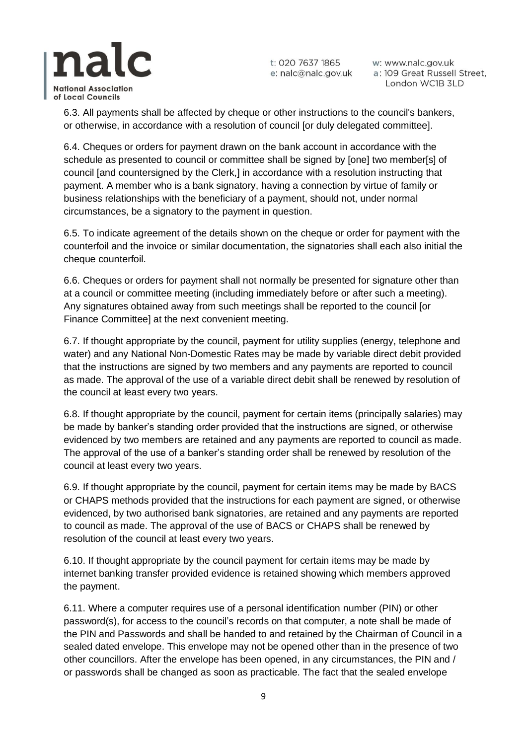6.3. All payments shall be affected by cheque or other instructions to the council's bankers, or otherwise, in accordance with a resolution of council [or duly delegated committee].

6.4. Cheques or orders for payment drawn on the bank account in accordance with the schedule as presented to council or committee shall be signed by [one] two member[s] of council [and countersigned by the Clerk,] in accordance with a resolution instructing that payment. A member who is a bank signatory, having a connection by virtue of family or business relationships with the beneficiary of a payment, should not, under normal circumstances, be a signatory to the payment in question.

6.5. To indicate agreement of the details shown on the cheque or order for payment with the counterfoil and the invoice or similar documentation, the signatories shall each also initial the cheque counterfoil.

6.6. Cheques or orders for payment shall not normally be presented for signature other than at a council or committee meeting (including immediately before or after such a meeting). Any signatures obtained away from such meetings shall be reported to the council [or Finance Committee] at the next convenient meeting.

6.7. If thought appropriate by the council, payment for utility supplies (energy, telephone and water) and any National Non-Domestic Rates may be made by variable direct debit provided that the instructions are signed by two members and any payments are reported to council as made. The approval of the use of a variable direct debit shall be renewed by resolution of the council at least every two years.

6.8. If thought appropriate by the council, payment for certain items (principally salaries) may be made by banker's standing order provided that the instructions are signed, or otherwise evidenced by two members are retained and any payments are reported to council as made. The approval of the use of a banker's standing order shall be renewed by resolution of the council at least every two years.

6.9. If thought appropriate by the council, payment for certain items may be made by BACS or CHAPS methods provided that the instructions for each payment are signed, or otherwise evidenced, by two authorised bank signatories, are retained and any payments are reported to council as made. The approval of the use of BACS or CHAPS shall be renewed by resolution of the council at least every two years.

6.10. If thought appropriate by the council payment for certain items may be made by internet banking transfer provided evidence is retained showing which members approved the payment.

6.11. Where a computer requires use of a personal identification number (PIN) or other password(s), for access to the council's records on that computer, a note shall be made of the PIN and Passwords and shall be handed to and retained by the Chairman of Council in a sealed dated envelope. This envelope may not be opened other than in the presence of two other councillors. After the envelope has been opened, in any circumstances, the PIN and / or passwords shall be changed as soon as practicable. The fact that the sealed envelope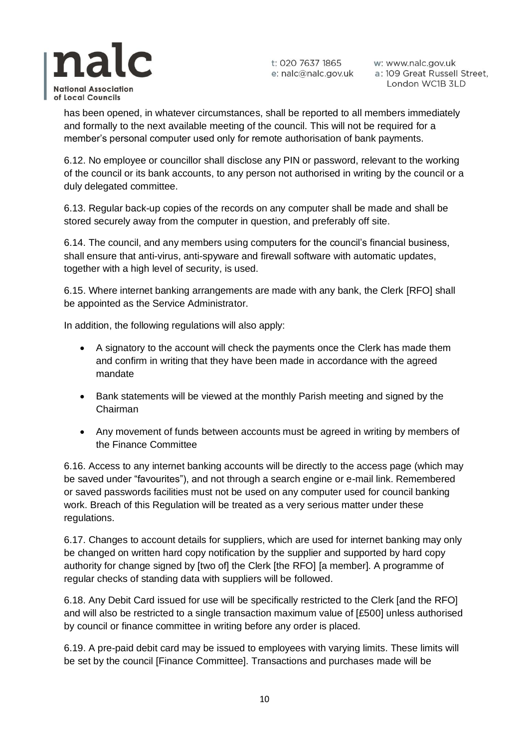has been opened, in whatever circumstances, shall be reported to all members immediately and formally to the next available meeting of the council. This will not be required for a member's personal computer used only for remote authorisation of bank payments.

6.12. No employee or councillor shall disclose any PIN or password, relevant to the working of the council or its bank accounts, to any person not authorised in writing by the council or a duly delegated committee.

6.13. Regular back-up copies of the records on any computer shall be made and shall be stored securely away from the computer in question, and preferably off site.

6.14. The council, and any members using computers for the council's financial business, shall ensure that anti-virus, anti-spyware and firewall software with automatic updates, together with a high level of security, is used.

6.15. Where internet banking arrangements are made with any bank, the Clerk [RFO] shall be appointed as the Service Administrator.

In addition, the following regulations will also apply:

- A signatory to the account will check the payments once the Clerk has made them and confirm in writing that they have been made in accordance with the agreed mandate
- Bank statements will be viewed at the monthly Parish meeting and signed by the Chairman
- Any movement of funds between accounts must be agreed in writing by members of the Finance Committee

6.16. Access to any internet banking accounts will be directly to the access page (which may be saved under "favourites"), and not through a search engine or e-mail link. Remembered or saved passwords facilities must not be used on any computer used for council banking work. Breach of this Regulation will be treated as a very serious matter under these regulations.

6.17. Changes to account details for suppliers, which are used for internet banking may only be changed on written hard copy notification by the supplier and supported by hard copy authority for change signed by [two of] the Clerk [the RFO] [a member]. A programme of regular checks of standing data with suppliers will be followed.

6.18. Any Debit Card issued for use will be specifically restricted to the Clerk [and the RFO] and will also be restricted to a single transaction maximum value of [£500] unless authorised by council or finance committee in writing before any order is placed.

6.19. A pre-paid debit card may be issued to employees with varying limits. These limits will be set by the council [Finance Committee]. Transactions and purchases made will be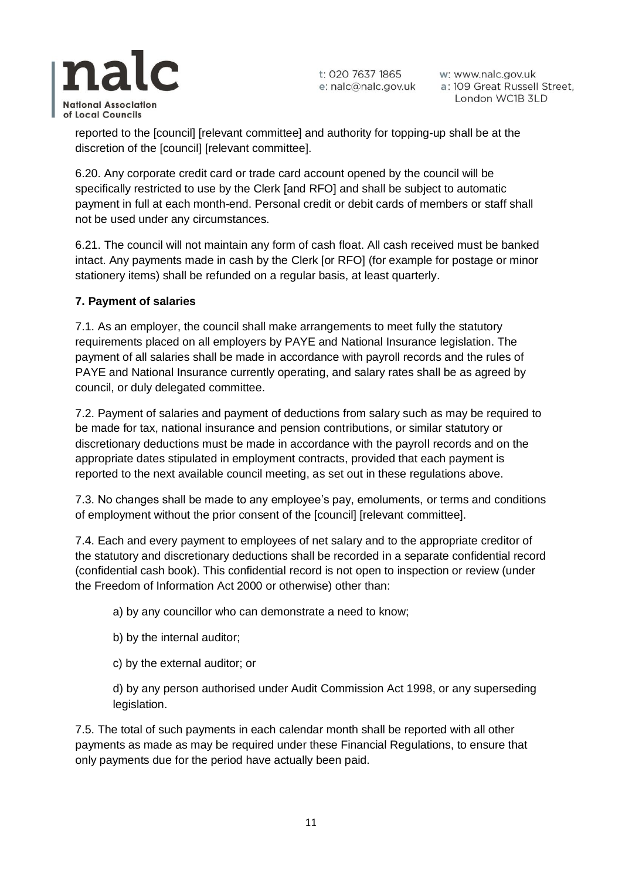reported to the [council] [relevant committee] and authority for topping-up shall be at the discretion of the [council] [relevant committee].

6.20. Any corporate credit card or trade card account opened by the council will be specifically restricted to use by the Clerk [and RFO] and shall be subject to automatic payment in full at each month-end. Personal credit or debit cards of members or staff shall not be used under any circumstances.

6.21. The council will not maintain any form of cash float. All cash received must be banked intact. Any payments made in cash by the Clerk [or RFO] (for example for postage or minor stationery items) shall be refunded on a regular basis, at least quarterly.

**7. Payment of salaries**

7.1. As an employer, the council shall make arrangements to meet fully the statutory requirements placed on all employers by PAYE and National Insurance legislation. The payment of all salaries shall be made in accordance with payroll records and the rules of PAYE and National Insurance currently operating, and salary rates shall be as agreed by council, or duly delegated committee.

7.2. Payment of salaries and payment of deductions from salary such as may be required to be made for tax, national insurance and pension contributions, or similar statutory or discretionary deductions must be made in accordance with the payroll records and on the appropriate dates stipulated in employment contracts, provided that each payment is reported to the next available council meeting, as set out in these regulations above.

7.3. No changes shall be made to any employee's pay, emoluments, or terms and conditions of employment without the prior consent of the [council] [relevant committee].

7.4. Each and every payment to employees of net salary and to the appropriate creditor of the statutory and discretionary deductions shall be recorded in a separate confidential record (confidential cash book). This confidential record is not open to inspection or review (under the Freedom of Information Act 2000 or otherwise) other than:

a) by any councillor who can demonstrate a need to know;

b) by the internal auditor;

c) by the external auditor; or

d) by any person authorised under Audit Commission Act 1998, or any superseding legislation.

7.5. The total of such payments in each calendar month shall be reported with all other payments as made as may be required under these Financial Regulations, to ensure that only payments due for the period have actually been paid.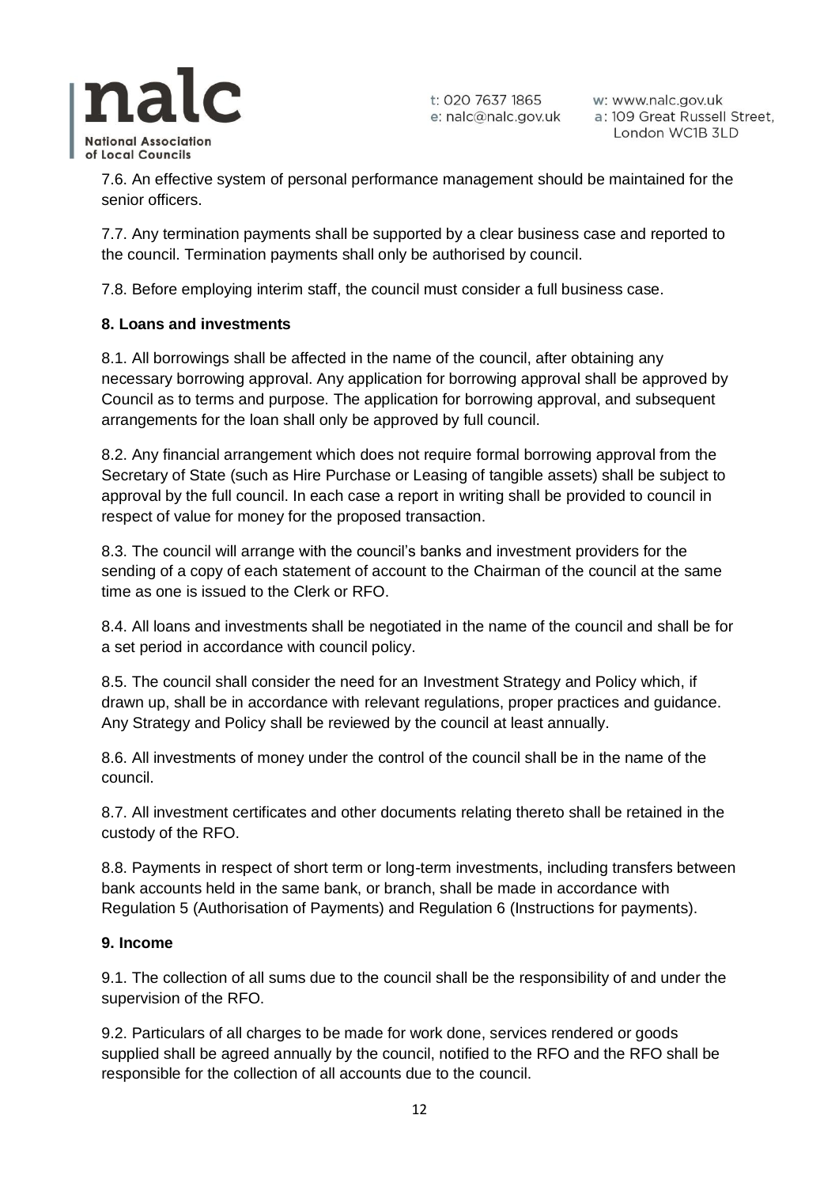7.6. An effective system of personal performance management should be maintained for the senior officers.

7.7. Any termination payments shall be supported by a clear business case and reported to the council. Termination payments shall only be authorised by council.

7.8. Before employing interim staff, the council must consider a full business case.

**8. Loans and investments**

8.1. All borrowings shall be affected in the name of the council, after obtaining any necessary borrowing approval. Any application for borrowing approval shall be approved by Council as to terms and purpose. The application for borrowing approval, and subsequent arrangements for the loan shall only be approved by full council.

8.2. Any financial arrangement which does not require formal borrowing approval from the Secretary of State (such as Hire Purchase or Leasing of tangible assets) shall be subject to approval by the full council. In each case a report in writing shall be provided to council in respect of value for money for the proposed transaction.

8.3. The council will arrange with the council's banks and investment providers for the sending of a copy of each statement of account to the Chairman of the council at the same time as one is issued to the Clerk or RFO.

8.4. All loans and investments shall be negotiated in the name of the council and shall be for a set period in accordance with council policy.

8.5. The council shall consider the need for an Investment Strategy and Policy which, if drawn up, shall be in accordance with relevant regulations, proper practices and guidance. Any Strategy and Policy shall be reviewed by the council at least annually.

8.6. All investments of money under the control of the council shall be in the name of the council.

8.7. All investment certificates and other documents relating thereto shall be retained in the custody of the RFO.

8.8. Payments in respect of short term or long-term investments, including transfers between bank accounts held in the same bank, or branch, shall be made in accordance with Regulation 5 (Authorisation of Payments) and Regulation 6 (Instructions for payments).

**9. Income**

9.1. The collection of all sums due to the council shall be the responsibility of and under the supervision of the RFO.

9.2. Particulars of all charges to be made for work done, services rendered or goods supplied shall be agreed annually by the council, notified to the RFO and the RFO shall be responsible for the collection of all accounts due to the council.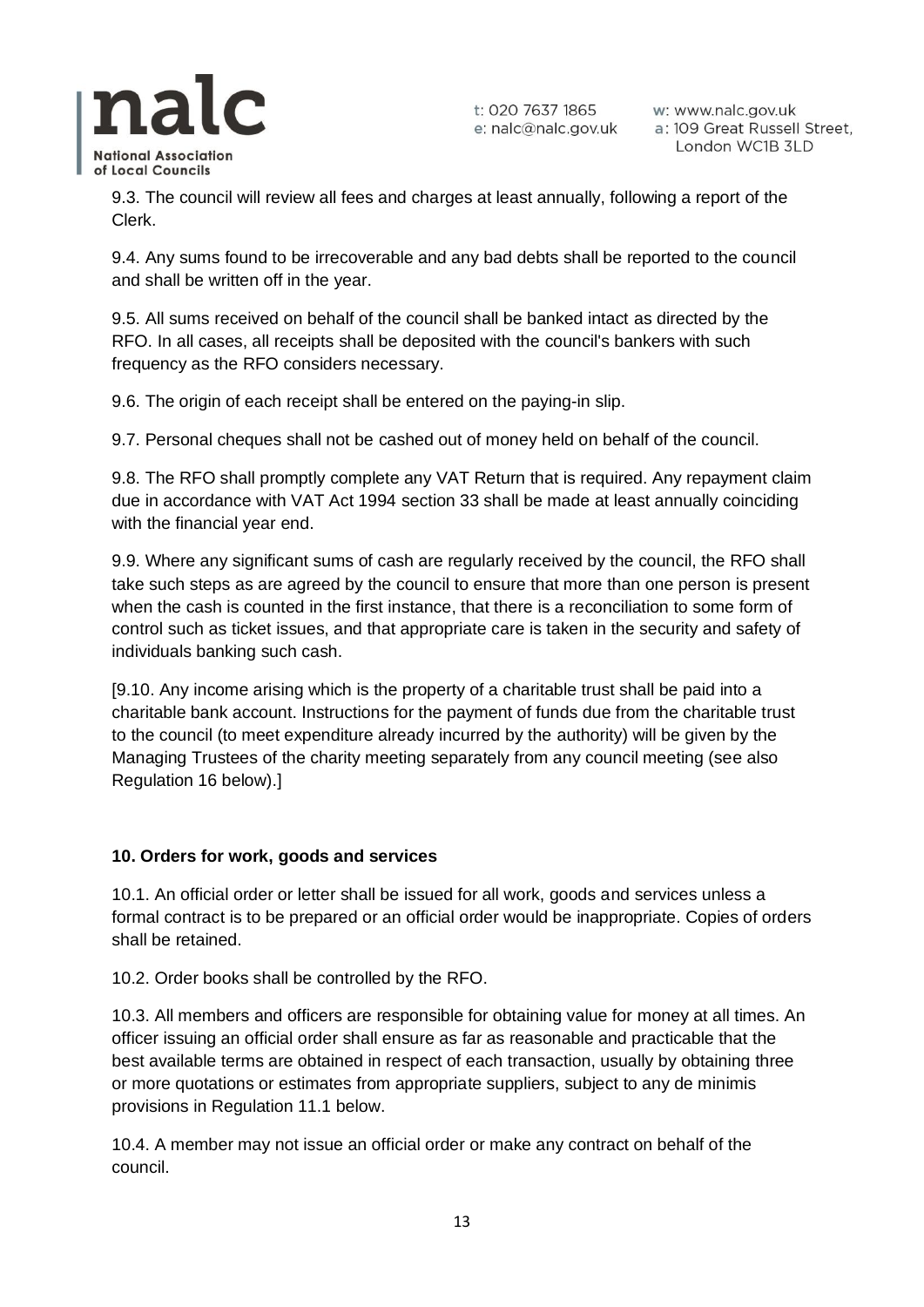9.3. The council will review all fees and charges at least annually, following a report of the Clerk.

9.4. Any sums found to be irrecoverable and any bad debts shall be reported to the council and shall be written off in the year.

9.5. All sums received on behalf of the council shall be banked intact as directed by the RFO. In all cases, all receipts shall be deposited with the council's bankers with such frequency as the RFO considers necessary.

9.6. The origin of each receipt shall be entered on the paying-in slip.

9.7. Personal cheques shall not be cashed out of money held on behalf of the council.

9.8. The RFO shall promptly complete any VAT Return that is required. Any repayment claim due in accordance with VAT Act 1994 section 33 shall be made at least annually coinciding with the financial year end.

9.9. Where any significant sums of cash are regularly received by the council, the RFO shall take such steps as are agreed by the council to ensure that more than one person is present when the cash is counted in the first instance, that there is a reconciliation to some form of control such as ticket issues, and that appropriate care is taken in the security and safety of individuals banking such cash.

[9.10. Any income arising which is the property of a charitable trust shall be paid into a charitable bank account. Instructions for the payment of funds due from the charitable trust to the council (to meet expenditure already incurred by the authority) will be given by the Managing Trustees of the charity meeting separately from any council meeting (see also Regulation 16 below).]

## 10. Orders for work, goods and services

10.1. An official order or letter shall be issued for all work, goods and services unless a formal contract is to be prepared or an official order would be inappropriate. Copies of orders shall be retained.

10.2. Order books shall be controlled by the RFO.

10.3. All members and officers are responsible for obtaining value for money at all times. An officer issuing an official order shall ensure as far as reasonable and practicable that the best available terms are obtained in respect of each transaction, usually by obtaining three or more quotations or estimates from appropriate suppliers, subject to any de minimis provisions in Regulation 11.1 below.

10.4. A member may not issue an official order or make any contract on behalf of the council.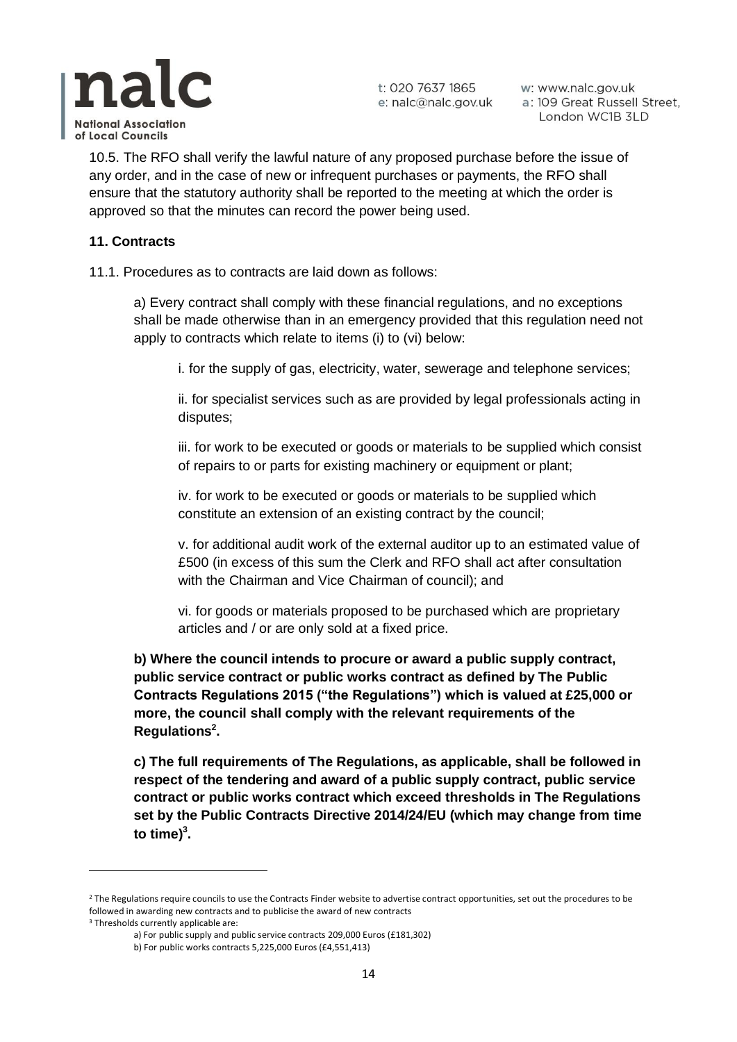10.5. The RFO shall verify the lawful nature of any proposed purchase before the issue of any order, and in the case of new or infrequent purchases or payments, the RFO shall ensure that the statutory authority shall be reported to the meeting at which the order is approved so that the minutes can record the power being used.

## 11. Contracts

11.1. Procedures as to contracts are laid down as follows:

a) Every contract shall comply with these financial regulations, and no exceptions shall be made otherwise than in an emergency provided that this regulation need not apply to contracts which relate to items (i) to (vi) below:

i. for the supply of gas, electricity, water, sewerage and telephone services;

ii. for specialist services such as are provided by legal professionals acting in disputes;

iii. for work to be executed or goods or materials to be supplied which consist of repairs to or parts for existing machinery or equipment or plant;

iv. for work to be executed or goods or materials to be supplied which constitute an extension of an existing contract by the council;

v. for additional audit work of the external auditor up to an estimated value of £500 (in excess of this sum the Clerk and RFO shall act after consultation with the Chairman and Vice Chairman of council); and

vi. for goods or materials proposed to be purchased which are proprietary articles and / or are only sold at a fixed price.

**b) Where the council intends to procure or award a public supply contract, public service contract or public works contract as defined by The Public Contracts Regulations 2015 ("the Regulations") which is valued at £25,000 or more, the council shall comply with the relevant requirements of the Regulations[2].**

**c) The full requirements of The Regulations, as applicable, shall be followed in respect of the tendering and award of a public supply contract, public service contract or public works contract which exceed thresholds in The Regulations set by the Public Contracts Directive 2014/24/EU (which may change from time to time)[3].**

---

[2] The Regulations require councils to use the Contracts Finder website to advertise contract opportunities, set out the procedures to be followed in awarding new contracts and to publicise the award of new contracts

[3] Thresholds currently applicable are:

a) For public supply and public service contracts 209,000 Euros (£181,302)

b) For public works contracts 5,225,000 Euros (£4,551,413)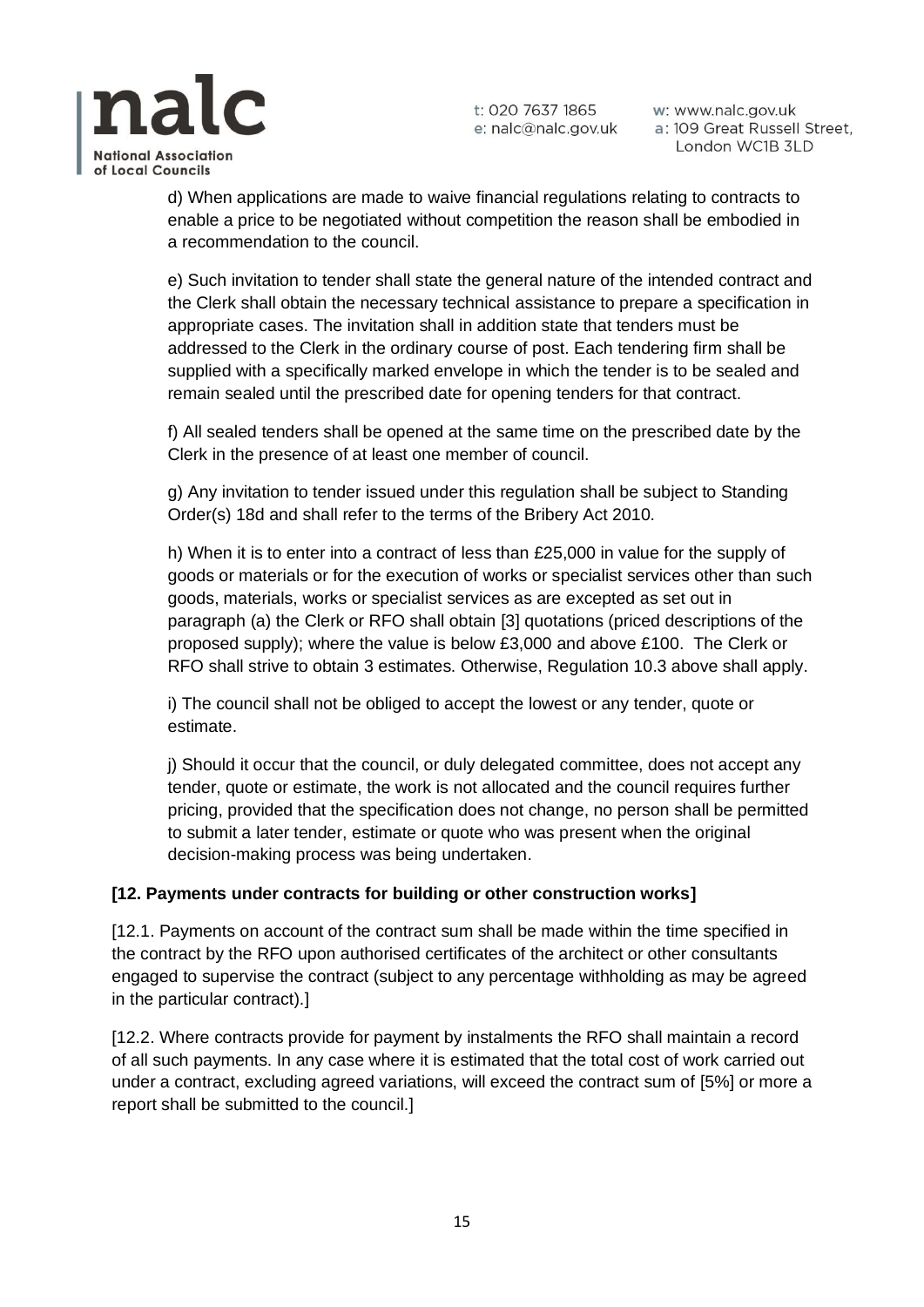d) When applications are made to waive financial regulations relating to contracts to enable a price to be negotiated without competition the reason shall be embodied in a recommendation to the council.

e) Such invitation to tender shall state the general nature of the intended contract and the Clerk shall obtain the necessary technical assistance to prepare a specification in appropriate cases. The invitation shall in addition state that tenders must be addressed to the Clerk in the ordinary course of post. Each tendering firm shall be supplied with a specifically marked envelope in which the tender is to be sealed and remain sealed until the prescribed date for opening tenders for that contract.

f) All sealed tenders shall be opened at the same time on the prescribed date by the Clerk in the presence of at least one member of council.

g) Any invitation to tender issued under this regulation shall be subject to Standing Order(s) 18d and shall refer to the terms of the Bribery Act 2010.

h) When it is to enter into a contract of less than £25,000 in value for the supply of goods or materials or for the execution of works or specialist services other than such goods, materials, works or specialist services as are excepted as set out in paragraph (a) the Clerk or RFO shall obtain [3] quotations (priced descriptions of the proposed supply); where the value is below £3,000 and above £100. The Clerk or RFO shall strive to obtain 3 estimates. Otherwise, Regulation 10.3 above shall apply.

i) The council shall not be obliged to accept the lowest or any tender, quote or estimate.

j) Should it occur that the council, or duly delegated committee, does not accept any tender, quote or estimate, the work is not allocated and the council requires further pricing, provided that the specification does not change, no person shall be permitted to submit a later tender, estimate or quote who was present when the original decision-making process was being undertaken.

**[12. Payments under contracts for building or other construction works]**

[12.1. Payments on account of the contract sum shall be made within the time specified in the contract by the RFO upon authorised certificates of the architect or other consultants engaged to supervise the contract (subject to any percentage withholding as may be agreed in the particular contract).]

[12.2. Where contracts provide for payment by instalments the RFO shall maintain a record of all such payments. In any case where it is estimated that the total cost of work carried out under a contract, excluding agreed variations, will exceed the contract sum of [5%] or more a report shall be submitted to the council.]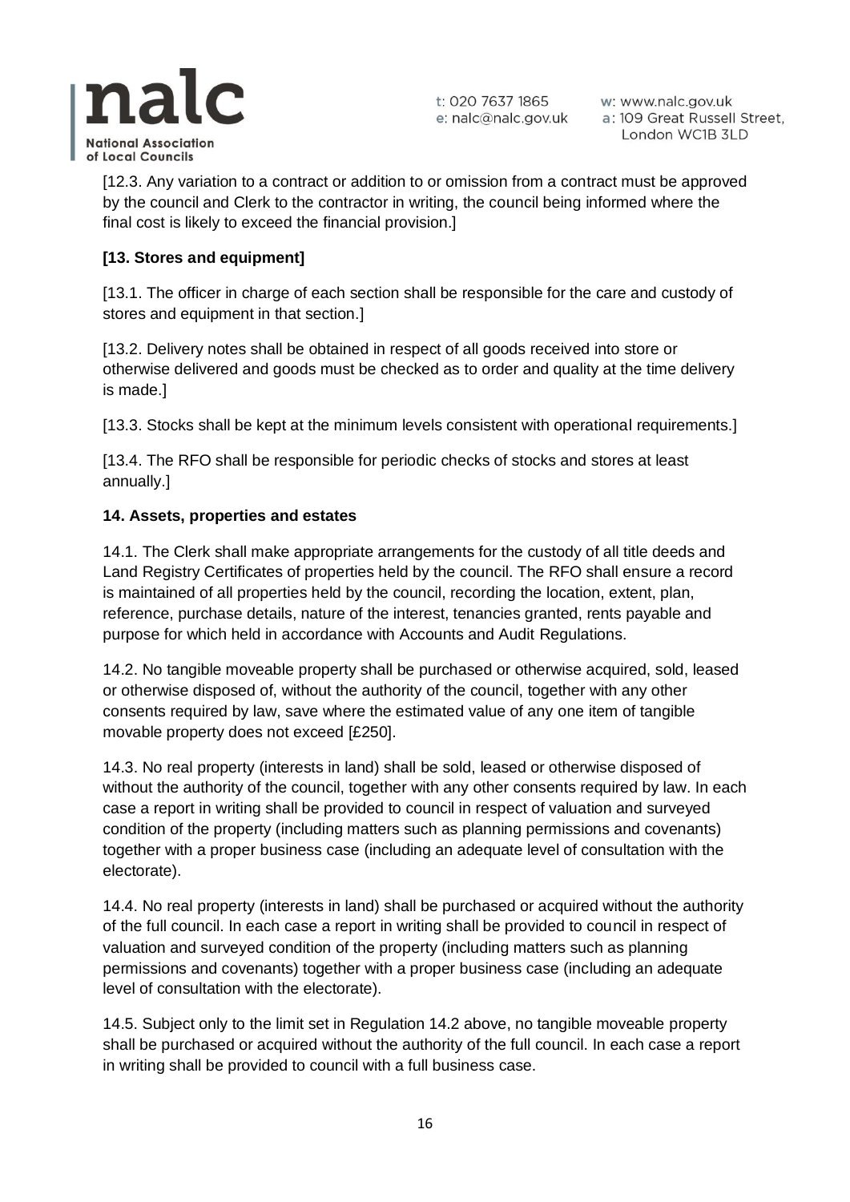[12.3. Any variation to a contract or addition to or omission from a contract must be approved by the council and Clerk to the contractor in writing, the council being informed where the final cost is likely to exceed the financial provision.]

**[13. Stores and equipment]**

[13.1. The officer in charge of each section shall be responsible for the care and custody of stores and equipment in that section.]

[13.2. Delivery notes shall be obtained in respect of all goods received into store or otherwise delivered and goods must be checked as to order and quality at the time delivery is made.]

[13.3. Stocks shall be kept at the minimum levels consistent with operational requirements.]

[13.4. The RFO shall be responsible for periodic checks of stocks and stores at least annually.]

**14. Assets, properties and estates**

14.1. The Clerk shall make appropriate arrangements for the custody of all title deeds and Land Registry Certificates of properties held by the council. The RFO shall ensure a record is maintained of all properties held by the council, recording the location, extent, plan, reference, purchase details, nature of the interest, tenancies granted, rents payable and purpose for which held in accordance with Accounts and Audit Regulations.

14.2. No tangible moveable property shall be purchased or otherwise acquired, sold, leased or otherwise disposed of, without the authority of the council, together with any other consents required by law, save where the estimated value of any one item of tangible movable property does not exceed [£250].

14.3. No real property (interests in land) shall be sold, leased or otherwise disposed of without the authority of the council, together with any other consents required by law. In each case a report in writing shall be provided to council in respect of valuation and surveyed condition of the property (including matters such as planning permissions and covenants) together with a proper business case (including an adequate level of consultation with the electorate).

14.4. No real property (interests in land) shall be purchased or acquired without the authority of the full council. In each case a report in writing shall be provided to council in respect of valuation and surveyed condition of the property (including matters such as planning permissions and covenants) together with a proper business case (including an adequate level of consultation with the electorate).

14.5. Subject only to the limit set in Regulation 14.2 above, no tangible moveable property shall be purchased or acquired without the authority of the full council. In each case a report in writing shall be provided to council with a full business case.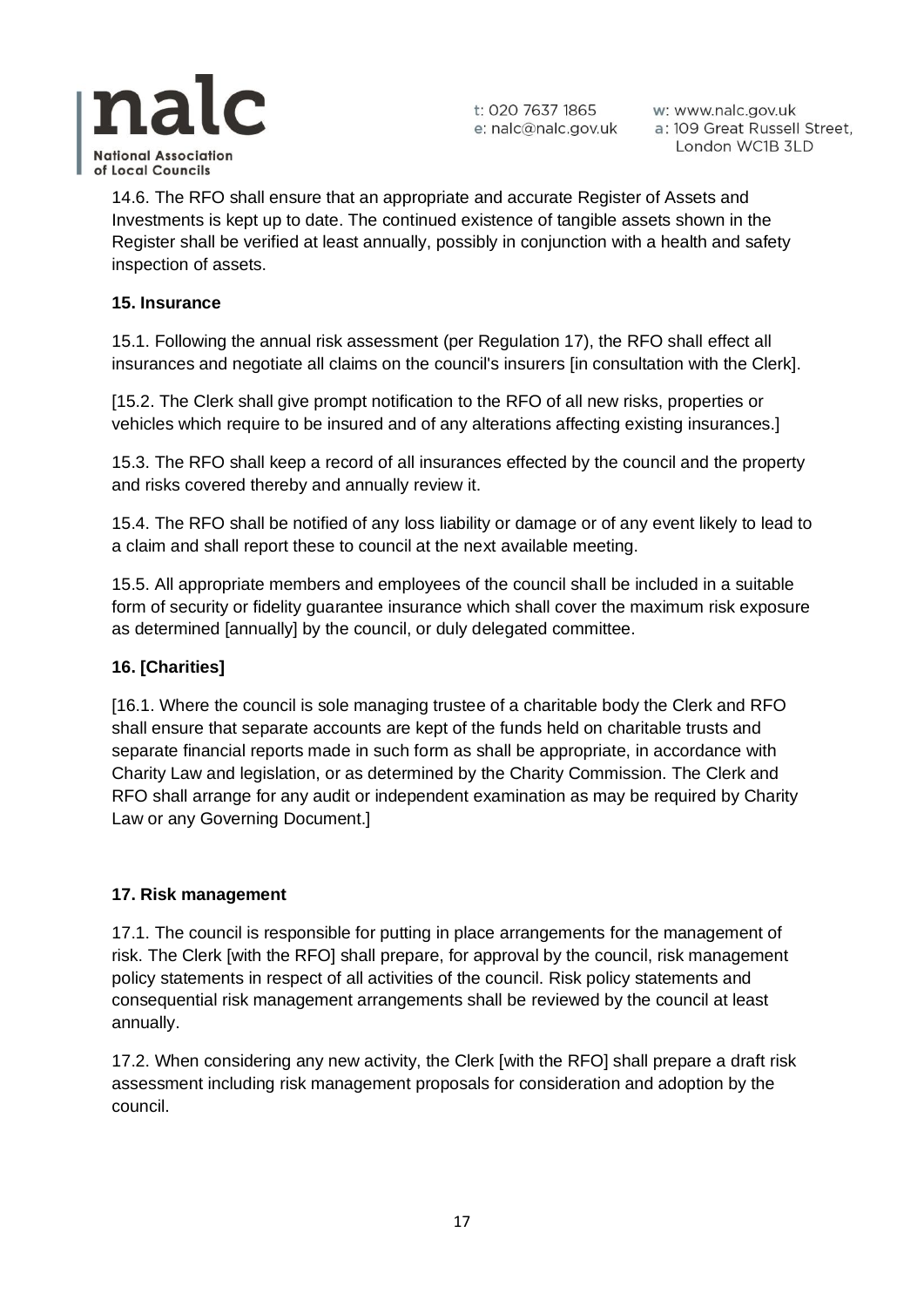14.6. The RFO shall ensure that an appropriate and accurate Register of Assets and Investments is kept up to date. The continued existence of tangible assets shown in the Register shall be verified at least annually, possibly in conjunction with a health and safety inspection of assets.

**15. Insurance**

15.1. Following the annual risk assessment (per Regulation 17), the RFO shall effect all insurances and negotiate all claims on the council's insurers [in consultation with the Clerk].

[15.2. The Clerk shall give prompt notification to the RFO of all new risks, properties or vehicles which require to be insured and of any alterations affecting existing insurances.]

15.3. The RFO shall keep a record of all insurances effected by the council and the property and risks covered thereby and annually review it.

15.4. The RFO shall be notified of any loss liability or damage or of any event likely to lead to a claim and shall report these to council at the next available meeting.

15.5. All appropriate members and employees of the council shall be included in a suitable form of security or fidelity guarantee insurance which shall cover the maximum risk exposure as determined [annually] by the council, or duly delegated committee.

**16. [Charities]**

[16.1. Where the council is sole managing trustee of a charitable body the Clerk and RFO shall ensure that separate accounts are kept of the funds held on charitable trusts and separate financial reports made in such form as shall be appropriate, in accordance with Charity Law and legislation, or as determined by the Charity Commission. The Clerk and RFO shall arrange for any audit or independent examination as may be required by Charity Law or any Governing Document.]

**17. Risk management**

17.1. The council is responsible for putting in place arrangements for the management of risk. The Clerk [with the RFO] shall prepare, for approval by the council, risk management policy statements in respect of all activities of the council. Risk policy statements and consequential risk management arrangements shall be reviewed by the council at least annually.

17.2. When considering any new activity, the Clerk [with the RFO] shall prepare a draft risk assessment including risk management proposals for consideration and adoption by the council.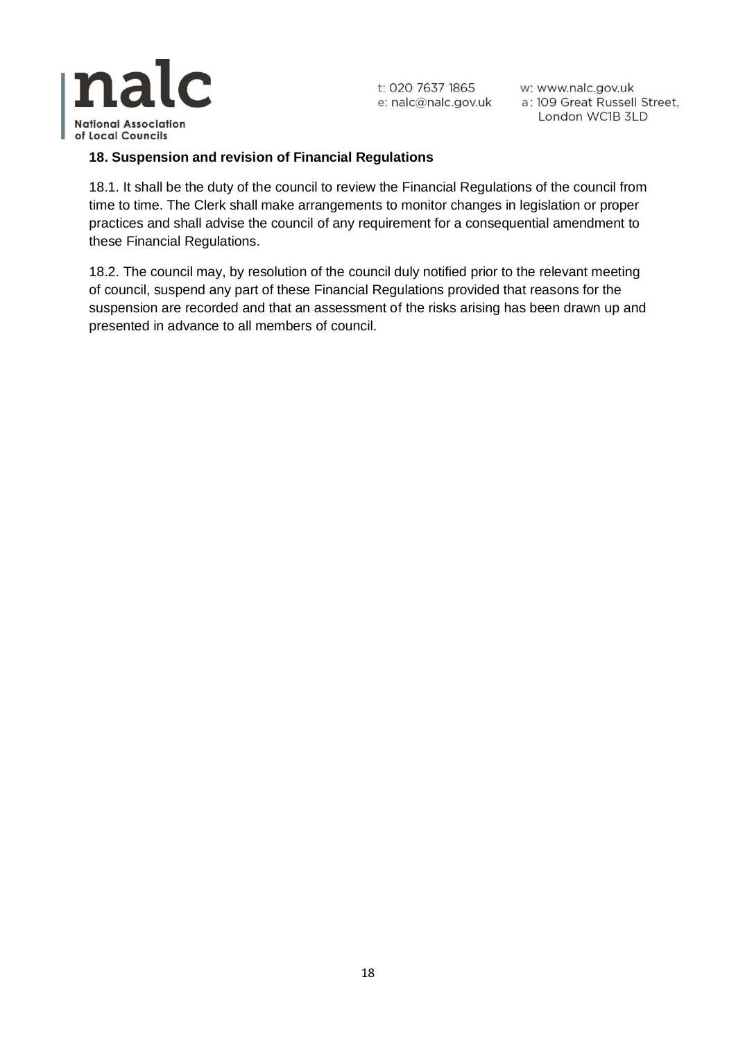## 18. Suspension and revision of Financial Regulations

18.1. It shall be the duty of the council to review the Financial Regulations of the council from time to time. The Clerk shall make arrangements to monitor changes in legislation or proper practices and shall advise the council of any requirement for a consequential amendment to these Financial Regulations.

18.2. The council may, by resolution of the council duly notified prior to the relevant meeting of council, suspend any part of these Financial Regulations provided that reasons for the suspension are recorded and that an assessment of the risks arising has been drawn up and presented in advance to all members of council.